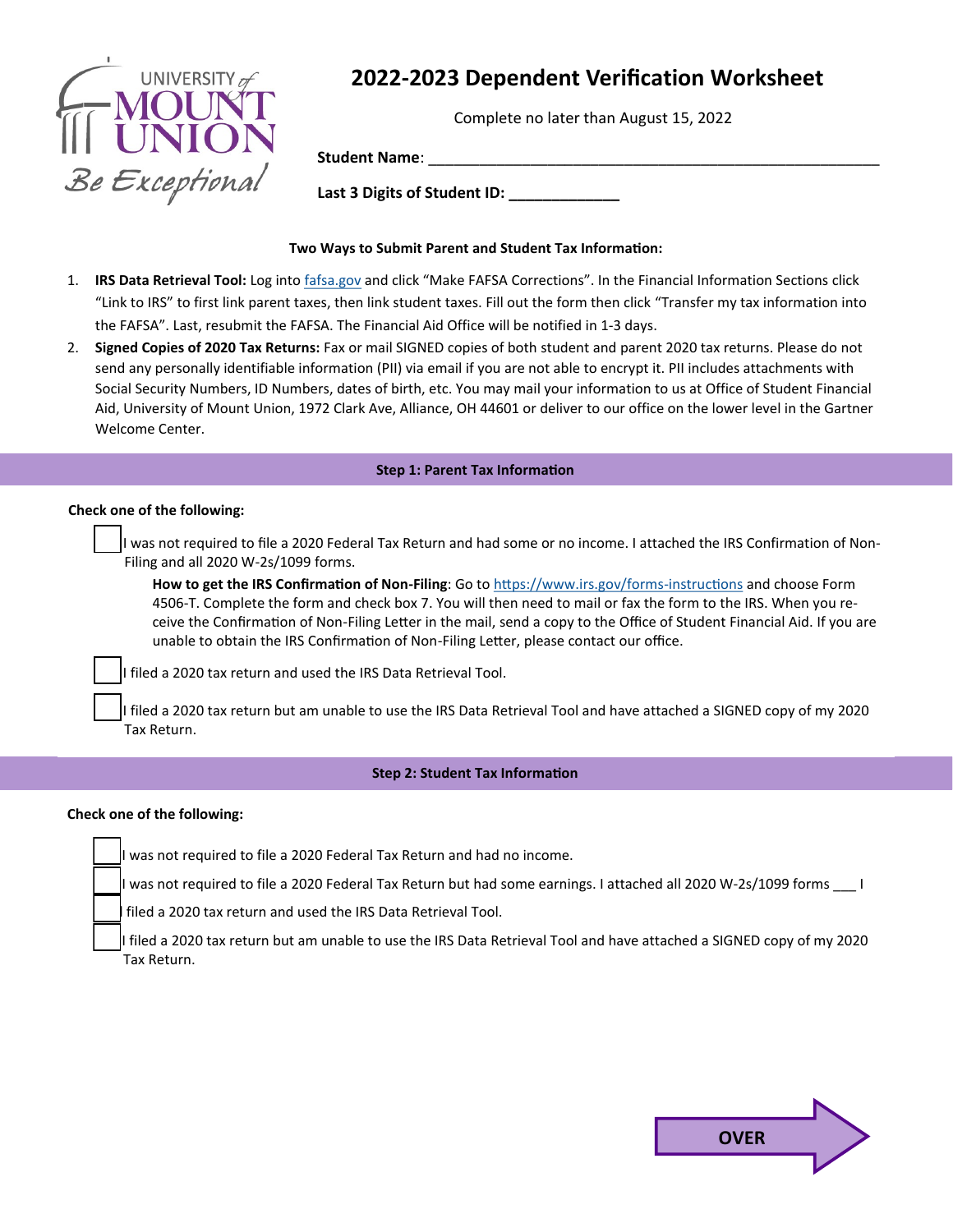UNIVERSITY of MOUNT UNION

*Be Exceptional*

# 2022-2023 Dependent Verification Worksheet

Complete no later than August 15, 2022

**Student Name**: ____________________________________________________

**Last 3 Digits of Student ID: ____________**

**Two Ways to Submit Parent and Student Tax Information:**

1. **IRS Data Retrieval Tool:** Log into fafsa.gov and click "Make FAFSA Corrections". In the Financial Information Sections click "Link to IRS" to first link parent taxes, then link student taxes. Fill out the form then click "Transfer my tax information into the FAFSA". Last, resubmit the FAFSA. The Financial Aid Office will be notified in 1-3 days.
2. **Signed Copies of 2020 Tax Returns:** Fax or mail SIGNED copies of both student and parent 2020 tax returns. Please do not send any personally identifiable information (PII) via email if you are not able to encrypt it. PII includes attachments with Social Security Numbers, ID Numbers, dates of birth, etc. You may mail your information to us at Office of Student Financial Aid, University of Mount Union, 1972 Clark Ave, Alliance, OH 44601 or deliver to our office on the lower level in the Gartner Welcome Center.

## Step 1: Parent Tax Information

**Check one of the following:**

☐ I was not required to file a 2020 Federal Tax Return and had some or no income. I attached the IRS Confirmation of Non-Filing and all 2020 W-2s/1099 forms.

**How to get the IRS Confirmation of Non-Filing**: Go to https://www.irs.gov/forms-instructions and choose Form 4506-T. Complete the form and check box 7. You will then need to mail or fax the form to the IRS. When you receive the Confirmation of Non-Filing Letter in the mail, send a copy to the Office of Student Financial Aid. If you are unable to obtain the IRS Confirmation of Non-Filing Letter, please contact our office.

☐ I filed a 2020 tax return and used the IRS Data Retrieval Tool.

☐ I filed a 2020 tax return but am unable to use the IRS Data Retrieval Tool and have attached a SIGNED copy of my 2020 Tax Return.

## Step 2: Student Tax Information

**Check one of the following:**

☐ I was not required to file a 2020 Federal Tax Return and had no income.

☐ I was not required to file a 2020 Federal Tax Return but had some earnings. I attached all 2020 W-2s/1099 forms ___ I

☐ I filed a 2020 tax return and used the IRS Data Retrieval Tool.

☐ I filed a 2020 tax return but am unable to use the IRS Data Retrieval Tool and have attached a SIGNED copy of my 2020 Tax Return.

**OVER**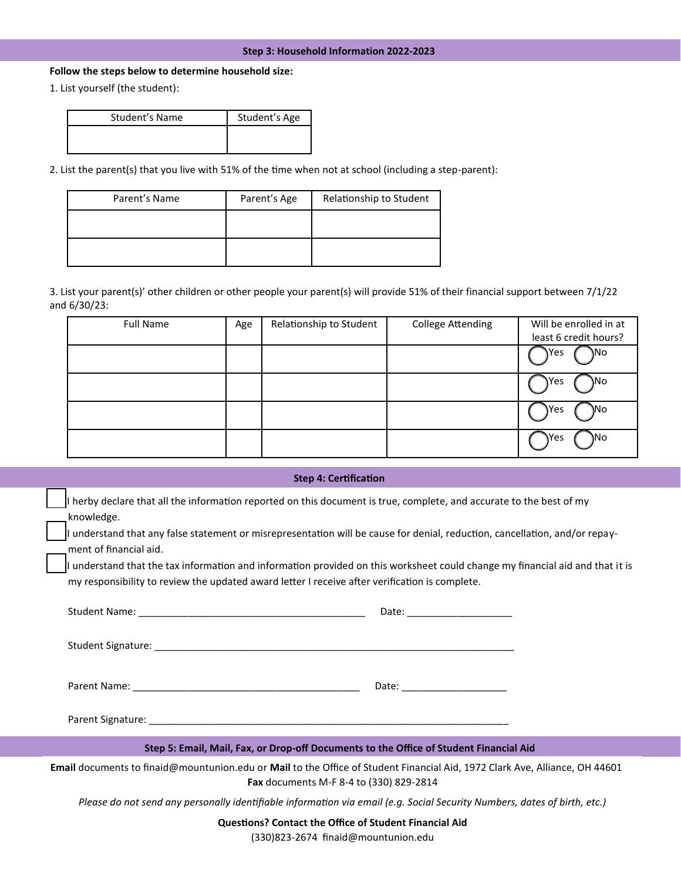## Step 3: Household Information 2022-2023

**Follow the steps below to determine household size:**

1. List yourself (the student):

| Student's Name | Student's Age |
|---|---|
| | |

2. List the parent(s) that you live with 51% of the time when not at school (including a step-parent):

| Parent's Name | Parent's Age | Relationship to Student |
|---|---|---|
| | | |
| | | |

3. List your parent(s)' other children or other people your parent(s) will provide 51% of their financial support between 7/1/22 and 6/30/23:

| Full Name | Age | Relationship to Student | College Attending | Will be enrolled in at least 6 credit hours? |
|---|---|---|---|---|
| | | | | ◯ Yes ◯ No |
| | | | | ◯ Yes ◯ No |
| | | | | ◯ Yes ◯ No |
| | | | | ◯ Yes ◯ No |

## Step 4: Certification

- ☐ I herby declare that all the information reported on this document is true, complete, and accurate to the best of my knowledge.
- ☐ I understand that any false statement or misrepresentation will be cause for denial, reduction, cancellation, and/or repayment of financial aid.
- ☐ I understand that the tax information and information provided on this worksheet could change my financial aid and that it is my responsibility to review the updated award letter I receive after verification is complete.

Student Name: __________________________________________ Date: ____________________

Student Signature: __________________________________________________________________

Parent Name: __________________________________________ Date: ____________________

Parent Signature: __________________________________________________________________

## Step 5: Email, Mail, Fax, or Drop-off Documents to the Office of Student Financial Aid

**Email** documents to finaid@mountunion.edu or **Mail** to the Office of Student Financial Aid, 1972 Clark Ave, Alliance, OH 44601

**Fax** documents M-F 8-4 to (330) 829-2814

*Please do not send any personally identifiable information via email (e.g. Social Security Numbers, dates of birth, etc.)*

**Questions? Contact the Office of Student Financial Aid**

(330)823-2674 finaid@mountunion.edu